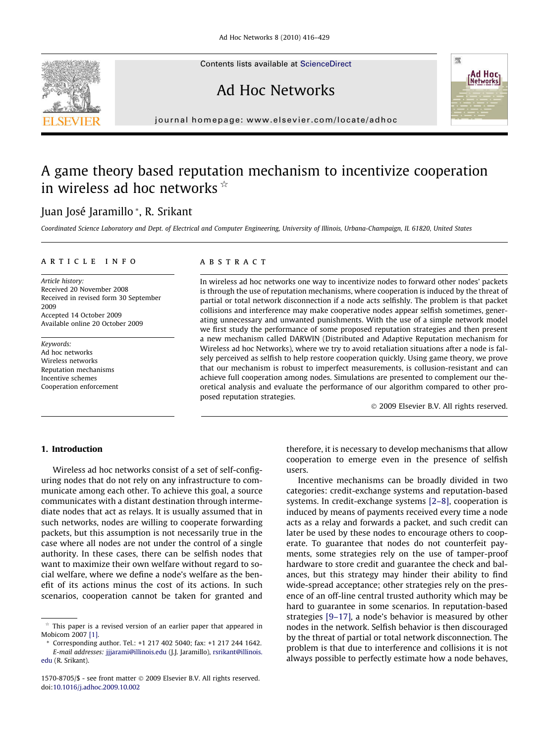Contents lists available at ScienceDirect

Ad Hoc Networks

journal homepage: www.elsevier.com/locate/adhoc

# A game theory based reputation mechanism to incentivize cooperation in wireless ad hoc networks ☆

Juan José Jaramillo *, R. Srikant

*Coordinated Science Laboratory and Dept. of Electrical and Computer Engineering, University of Illinois, Urbana-Champaign, IL 61820, United States*

## ARTICLE INFO

*Article history:*
Received 20 November 2008
Received in revised form 30 September 2009
Accepted 14 October 2009
Available online 20 October 2009

*Keywords:*
Ad hoc networks
Wireless networks
Reputation mechanisms
Incentive schemes
Cooperation enforcement

## ABSTRACT

In wireless ad hoc networks one way to incentivize nodes to forward other nodes' packets is through the use of reputation mechanisms, where cooperation is induced by the threat of partial or total network disconnection if a node acts selfishly. The problem is that packet collisions and interference may make cooperative nodes appear selfish sometimes, generating unnecessary and unwanted punishments. With the use of a simple network model we first study the performance of some proposed reputation strategies and then present a new mechanism called DARWIN (Distributed and Adaptive Reputation mechanism for Wireless ad hoc Networks), where we try to avoid retaliation situations after a node is falsely perceived as selfish to help restore cooperation quickly. Using game theory, we prove that our mechanism is robust to imperfect measurements, is collusion-resistant and can achieve full cooperation among nodes. Simulations are presented to complement our theoretical analysis and evaluate the performance of our algorithm compared to other proposed reputation strategies.

© 2009 Elsevier B.V. All rights reserved.

## 1. Introduction

Wireless ad hoc networks consist of a set of self-configuring nodes that do not rely on any infrastructure to communicate among each other. To achieve this goal, a source communicates with a distant destination through intermediate nodes that act as relays. It is usually assumed that in such networks, nodes are willing to cooperate forwarding packets, but this assumption is not necessarily true in the case where all nodes are not under the control of a single authority. In these cases, there can be selfish nodes that want to maximize their own welfare without regard to social welfare, where we define a node's welfare as the benefit of its actions minus the cost of its actions. In such scenarios, cooperation cannot be taken for granted and therefore, it is necessary to develop mechanisms that allow cooperation to emerge even in the presence of selfish users.

Incentive mechanisms can be broadly divided in two categories: credit-exchange systems and reputation-based systems. In credit-exchange systems [2–8], cooperation is induced by means of payments received every time a node acts as a relay and forwards a packet, and such credit can later be used by these nodes to encourage others to cooperate. To guarantee that nodes do not counterfeit payments, some strategies rely on the use of tamper-proof hardware to store credit and guarantee the check and balances, but this strategy may hinder their ability to find wide-spread acceptance; other strategies rely on the presence of an off-line central trusted authority which may be hard to guarantee in some scenarios. In reputation-based strategies [9–17], a node's behavior is measured by other nodes in the network. Selfish behavior is then discouraged by the threat of partial or total network disconnection. The problem is that due to interference and collisions it is not always possible to perfectly estimate how a node behaves,

☆ This paper is a revised version of an earlier paper that appeared in Mobicom 2007 [1].

* Corresponding author. Tel.: +1 217 402 5040; fax: +1 217 244 1642.
*E-mail addresses:* jjjarami@illinois.edu (J.J. Jaramillo), rsrikant@illinois.edu (R. Srikant).

1570-8705/$ - see front matter © 2009 Elsevier B.V. All rights reserved.
doi:10.1016/j.adhoc.2009.10.002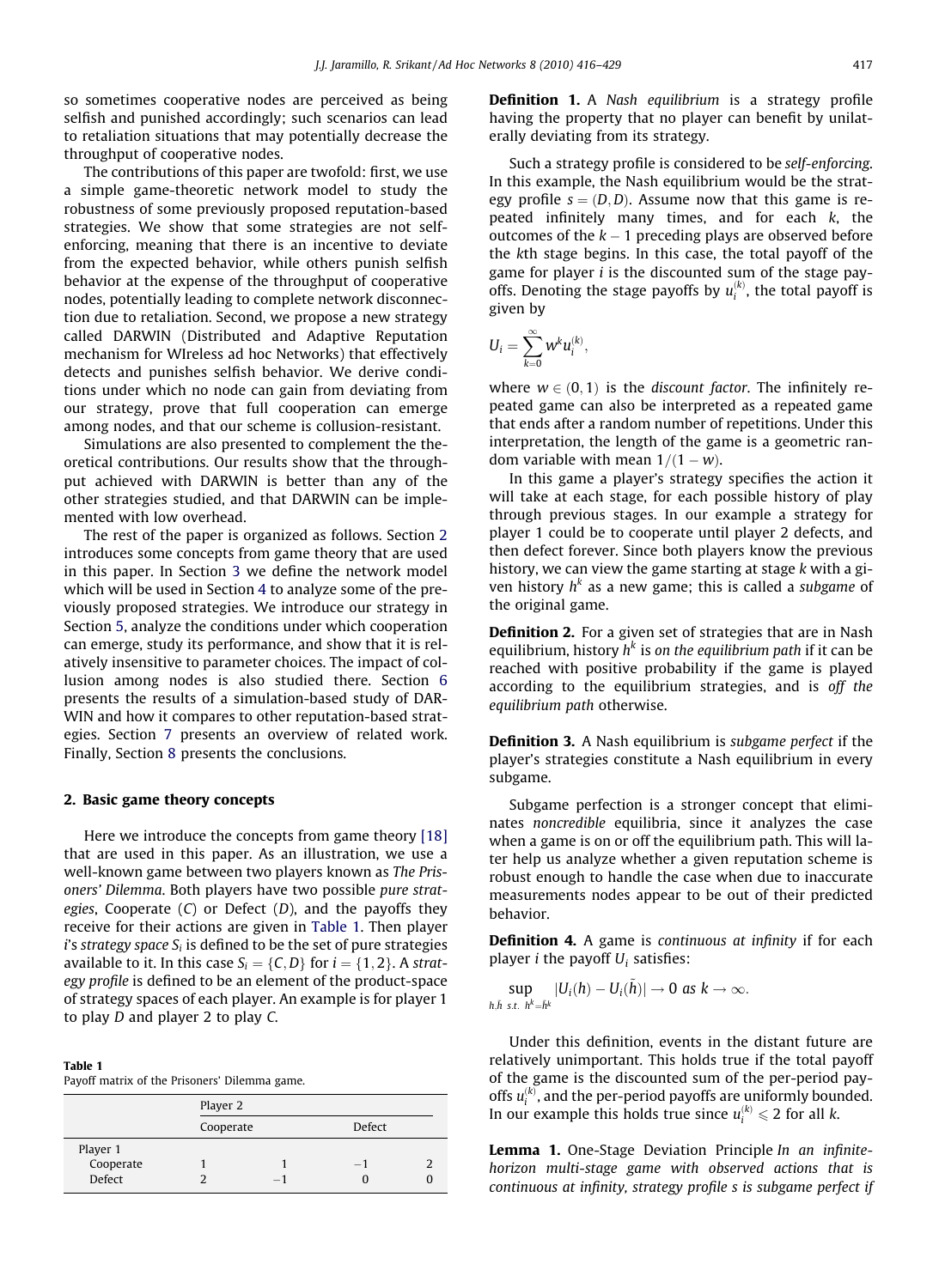so sometimes cooperative nodes are perceived as being selfish and punished accordingly; such scenarios can lead to retaliation situations that may potentially decrease the throughput of cooperative nodes.

The contributions of this paper are twofold: first, we use a simple game-theoretic network model to study the robustness of some previously proposed reputation-based strategies. We show that some strategies are not self-enforcing, meaning that there is an incentive to deviate from the expected behavior, while others punish selfish behavior at the expense of the throughput of cooperative nodes, potentially leading to complete network disconnection due to retaliation. Second, we propose a new strategy called DARWIN (Distributed and Adaptive Reputation mechanism for WIreless ad hoc Networks) that effectively detects and punishes selfish behavior. We derive conditions under which no node can gain from deviating from our strategy, prove that full cooperation can emerge among nodes, and that our scheme is collusion-resistant.

Simulations are also presented to complement the theoretical contributions. Our results show that the throughput achieved with DARWIN is better than any of the other strategies studied, and that DARWIN can be implemented with low overhead.

The rest of the paper is organized as follows. Section 2 introduces some concepts from game theory that are used in this paper. In Section 3 we define the network model which will be used in Section 4 to analyze some of the previously proposed strategies. We introduce our strategy in Section 5, analyze the conditions under which cooperation can emerge, study its performance, and show that it is relatively insensitive to parameter choices. The impact of collusion among nodes is also studied there. Section 6 presents the results of a simulation-based study of DARWIN and how it compares to other reputation-based strategies. Section 7 presents an overview of related work. Finally, Section 8 presents the conclusions.

## 2. Basic game theory concepts

Here we introduce the concepts from game theory [18] that are used in this paper. As an illustration, we use a well-known game between two players known as *The Prisoners' Dilemma*. Both players have two possible *pure strategies*, Cooperate ($C$) or Defect ($D$), and the payoffs they receive for their actions are given in Table 1. Then player $i$'s *strategy space* $S_i$ is defined to be the set of pure strategies available to it. In this case $S_i = \{C, D\}$ for $i = \{1, 2\}$. A *strategy profile* is defined to be an element of the product-space of strategy spaces of each player. An example is for player 1 to play $D$ and player 2 to play $C$.

**Table 1**
Payoff matrix of the Prisoners' Dilemma game.

| | Player 2 | | | |
|---|---|---|---|---|
| | Cooperate | | Defect | |
| Player 1 | | | | |
| Cooperate | 1 | 1 | −1 | 2 |
| Defect | 2 | −1 | 0 | 0 |

**Definition 1.** A *Nash equilibrium* is a strategy profile having the property that no player can benefit by unilaterally deviating from its strategy.

Such a strategy profile is considered to be *self-enforcing*. In this example, the Nash equilibrium would be the strategy profile $s = (D, D)$. Assume now that this game is repeated infinitely many times, and for each $k$, the outcomes of the $k-1$ preceding plays are observed before the $k$th stage begins. In this case, the total payoff of the game for player $i$ is the discounted sum of the stage payoffs. Denoting the stage payoffs by $u_i^{(k)}$, the total payoff is given by

$$U_i = \sum_{k=0}^{\infty} w^k u_i^{(k)},$$

where $w \in (0, 1)$ is the *discount factor*. The infinitely repeated game can also be interpreted as a repeated game that ends after a random number of repetitions. Under this interpretation, the length of the game is a geometric random variable with mean $1/(1-w)$.

In this game a player's strategy specifies the action it will take at each stage, for each possible history of play through previous stages. In our example a strategy for player 1 could be to cooperate until player 2 defects, and then defect forever. Since both players know the previous history, we can view the game starting at stage $k$ with a given history $h^k$ as a new game; this is called a *subgame* of the original game.

**Definition 2.** For a given set of strategies that are in Nash equilibrium, history $h^k$ is *on the equilibrium path* if it can be reached with positive probability if the game is played according to the equilibrium strategies, and is *off the equilibrium path* otherwise.

**Definition 3.** A Nash equilibrium is *subgame perfect* if the player's strategies constitute a Nash equilibrium in every subgame.

Subgame perfection is a stronger concept that eliminates *noncredible* equilibria, since it analyzes the case when a game is on or off the equilibrium path. This will later help us analyze whether a given reputation scheme is robust enough to handle the case when due to inaccurate measurements nodes appear to be out of their predicted behavior.

**Definition 4.** A game is *continuous at infinity* if for each player $i$ the payoff $U_i$ satisfies:

$$\sup_{h, \tilde{h} \text{ s.t. } h^k = \tilde{h}^k} |U_i(h) - U_i(\tilde{h})| \to 0 \text{ as } k \to \infty.$$

Under this definition, events in the distant future are relatively unimportant. This holds true if the total payoff of the game is the discounted sum of the per-period payoffs $u_i^{(k)}$, and the per-period payoffs are uniformly bounded. In our example this holds true since $u_i^{(k)} \leqslant 2$ for all $k$.

**Lemma 1.** One-Stage Deviation Principle *In an infinite-horizon multi-stage game with observed actions that is continuous at infinity, strategy profile s is subgame perfect if*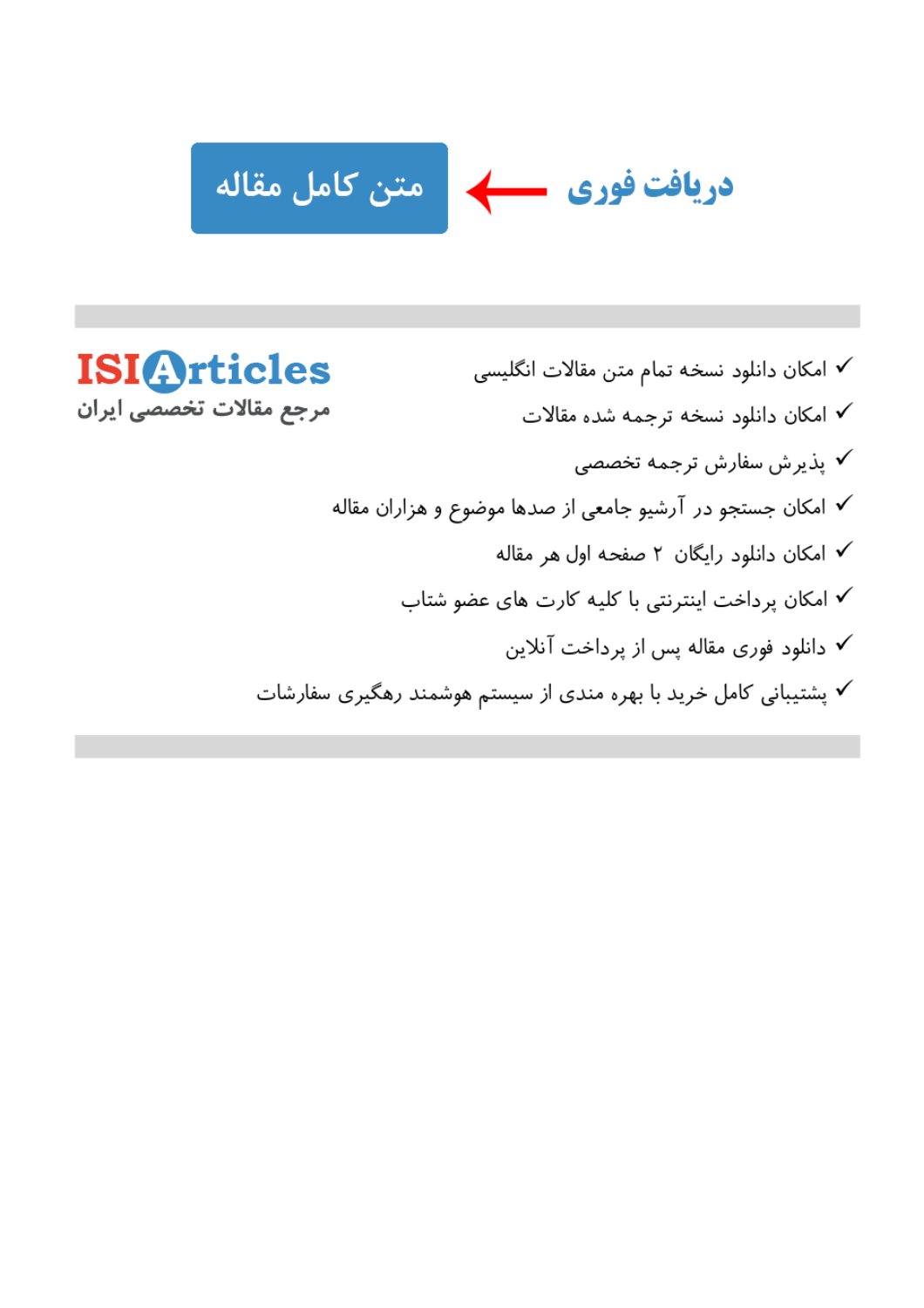دریافت فوری ← **متن کامل مقاله**

**ISIArticles**
مرجع مقالات تخصصی ایران

- ✓ امکان دانلود نسخه تمام متن مقالات انگلیسی
- ✓ امکان دانلود نسخه ترجمه شده مقالات
- ✓ پذیرش سفارش ترجمه تخصصی
- ✓ امکان جستجو در آرشیو جامعی از صدها موضوع و هزاران مقاله
- ✓ امکان دانلود رایگان ۲ صفحه اول هر مقاله
- ✓ امکان پرداخت اینترنتی با کلیه کارت های عضو شتاب
- ✓ دانلود فوری مقاله پس از پرداخت آنلاین
- ✓ پشتیبانی کامل خرید با بهره مندی از سیستم هوشمند رهگیری سفارشات